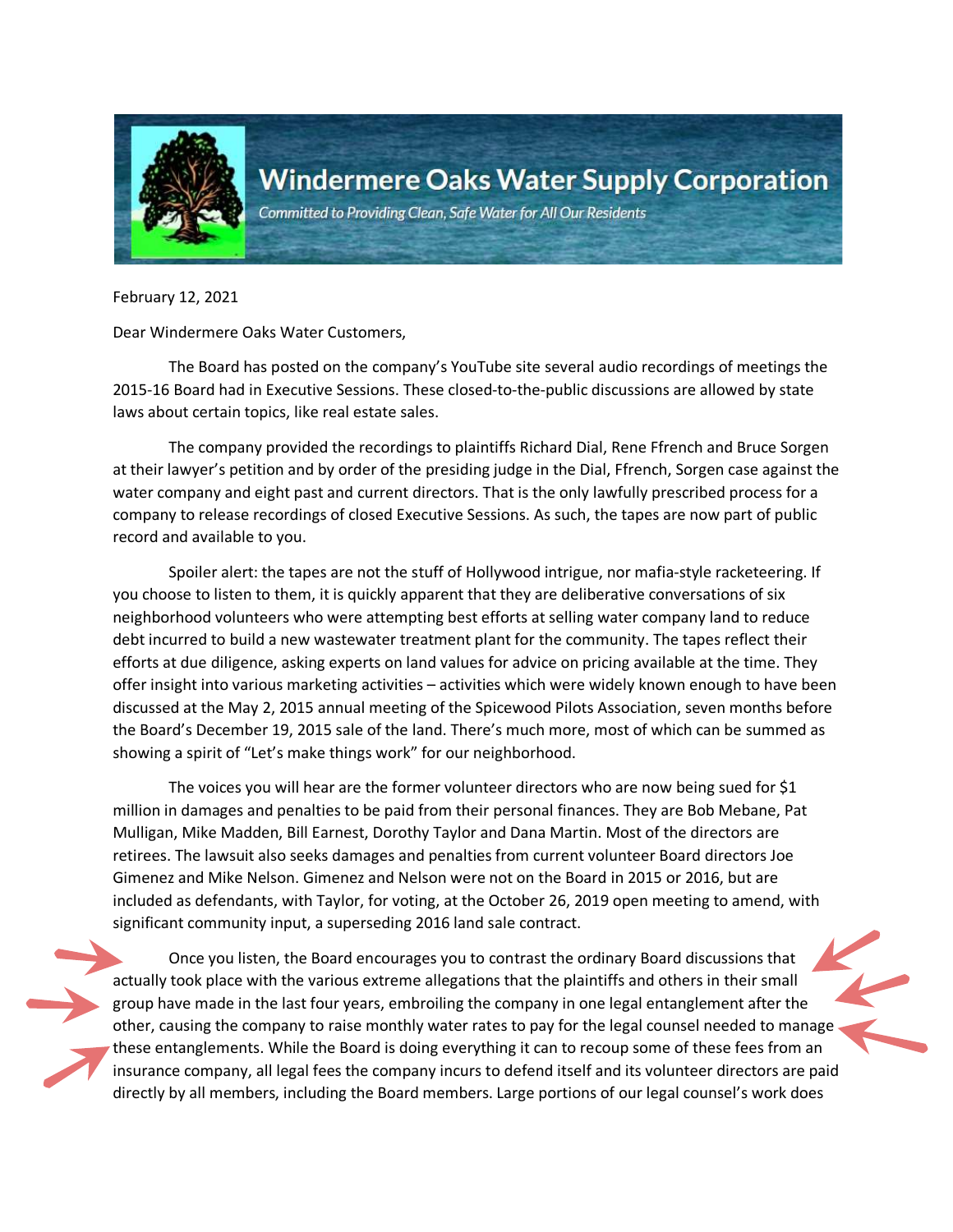# Windermere Oaks Water Supply Corporation

*Committed to Providing Clean, Safe Water for All Our Residents*

February 12, 2021

Dear Windermere Oaks Water Customers,

The Board has posted on the company's YouTube site several audio recordings of meetings the 2015-16 Board had in Executive Sessions. These closed-to-the-public discussions are allowed by state laws about certain topics, like real estate sales.

The company provided the recordings to plaintiffs Richard Dial, Rene Ffrench and Bruce Sorgen at their lawyer's petition and by order of the presiding judge in the Dial, Ffrench, Sorgen case against the water company and eight past and current directors. That is the only lawfully prescribed process for a company to release recordings of closed Executive Sessions. As such, the tapes are now part of public record and available to you.

Spoiler alert: the tapes are not the stuff of Hollywood intrigue, nor mafia-style racketeering. If you choose to listen to them, it is quickly apparent that they are deliberative conversations of six neighborhood volunteers who were attempting best efforts at selling water company land to reduce debt incurred to build a new wastewater treatment plant for the community. The tapes reflect their efforts at due diligence, asking experts on land values for advice on pricing available at the time. They offer insight into various marketing activities – activities which were widely known enough to have been discussed at the May 2, 2015 annual meeting of the Spicewood Pilots Association, seven months before the Board's December 19, 2015 sale of the land. There's much more, most of which can be summed as showing a spirit of "Let's make things work" for our neighborhood.

The voices you will hear are the former volunteer directors who are now being sued for $1 million in damages and penalties to be paid from their personal finances. They are Bob Mebane, Pat Mulligan, Mike Madden, Bill Earnest, Dorothy Taylor and Dana Martin. Most of the directors are retirees. The lawsuit also seeks damages and penalties from current volunteer Board directors Joe Gimenez and Mike Nelson. Gimenez and Nelson were not on the Board in 2015 or 2016, but are included as defendants, with Taylor, for voting, at the October 26, 2019 open meeting to amend, with significant community input, a superseding 2016 land sale contract.

Once you listen, the Board encourages you to contrast the ordinary Board discussions that actually took place with the various extreme allegations that the plaintiffs and others in their small group have made in the last four years, embroiling the company in one legal entanglement after the other, causing the company to raise monthly water rates to pay for the legal counsel needed to manage these entanglements. While the Board is doing everything it can to recoup some of these fees from an insurance company, all legal fees the company incurs to defend itself and its volunteer directors are paid directly by all members, including the Board members. Large portions of our legal counsel's work does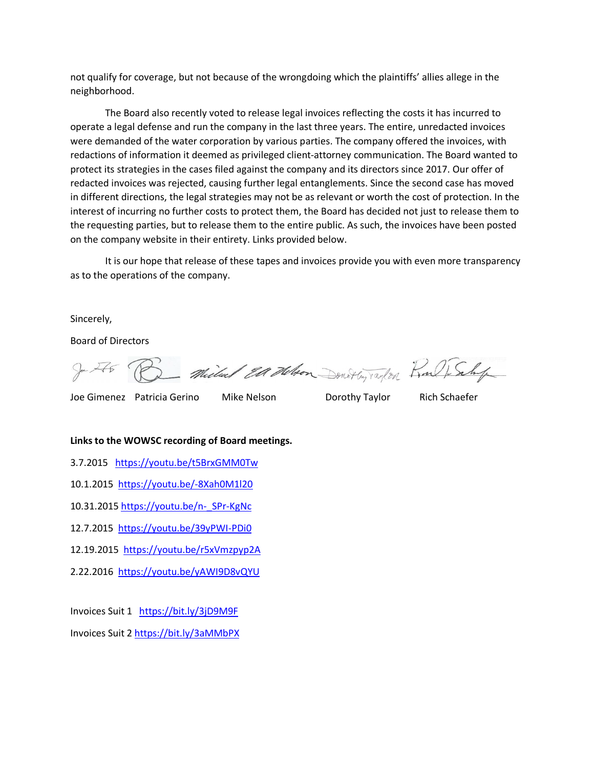not qualify for coverage, but not because of the wrongdoing which the plaintiffs' allies allege in the neighborhood.

The Board also recently voted to release legal invoices reflecting the costs it has incurred to operate a legal defense and run the company in the last three years. The entire, unredacted invoices were demanded of the water corporation by various parties. The company offered the invoices, with redactions of information it deemed as privileged client-attorney communication. The Board wanted to protect its strategies in the cases filed against the company and its directors since 2017. Our offer of redacted invoices was rejected, causing further legal entanglements. Since the second case has moved in different directions, the legal strategies may not be as relevant or worth the cost of protection. In the interest of incurring no further costs to protect them, the Board has decided not just to release them to the requesting parties, but to release them to the entire public. As such, the invoices have been posted on the company website in their entirety. Links provided below.

It is our hope that release of these tapes and invoices provide you with even more transparency as to the operations of the company.

Sincerely,

Board of Directors

Joe Gimenez    Patricia Gerino    Mike Nelson    Dorothy Taylor    Rich Schaefer

**Links to the WOWSC recording of Board meetings.**

3.7.2015 https://youtu.be/t5BrxGMM0Tw

10.1.2015 https://youtu.be/-8Xah0M1l20

10.31.2015 https://youtu.be/n-_SPr-KgNc

12.7.2015 https://youtu.be/39yPWI-PDi0

12.19.2015 https://youtu.be/r5xVmzpyp2A

2.22.2016 https://youtu.be/yAWI9D8vQYU

Invoices Suit 1 https://bit.ly/3jD9M9F

Invoices Suit 2 https://bit.ly/3aMMbPX